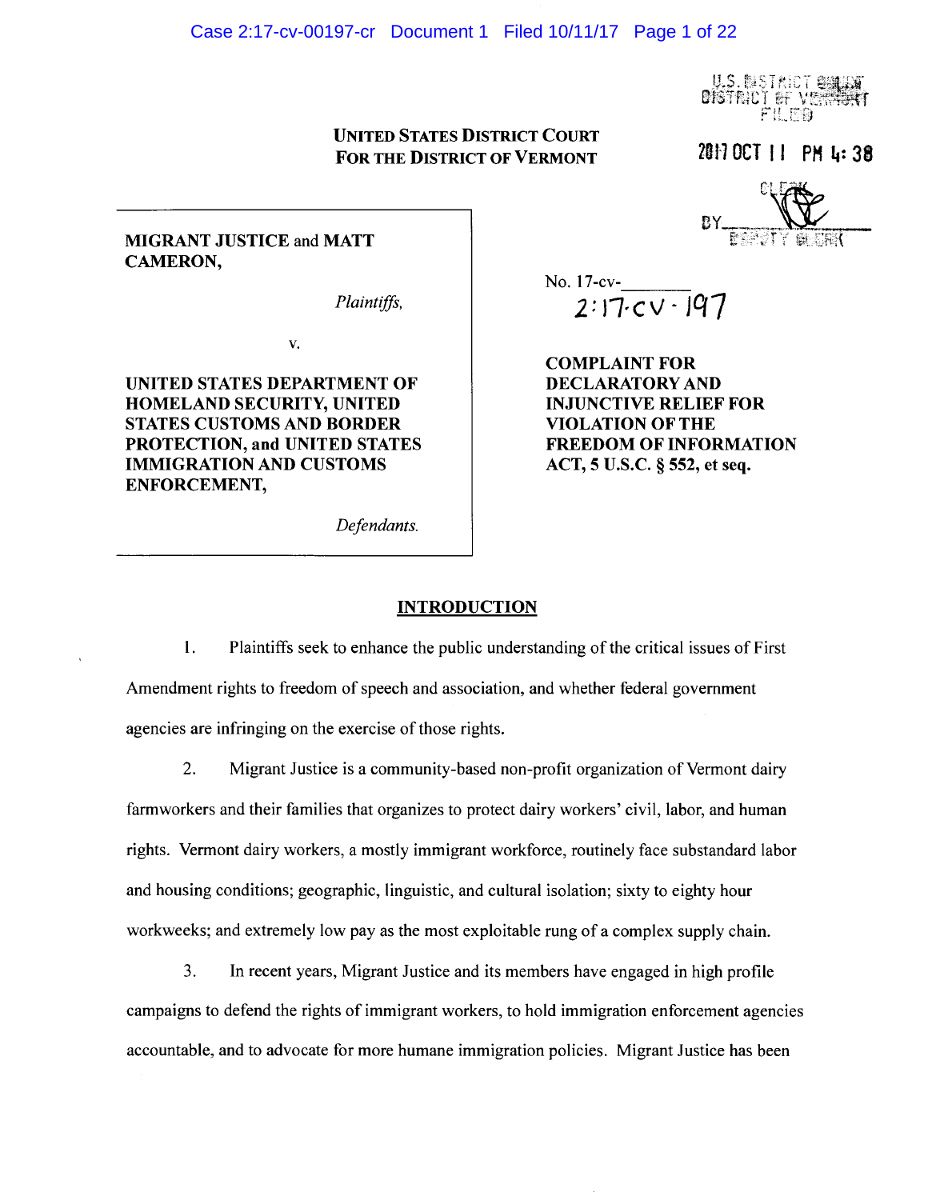**UNITED STATES DISTRICT COURT**
**FOR THE DISTRICT OF VERMONT**

U.S. DISTRICT COURT
DISTRICT OF VERMONT
FILED

2017 OCT 11 PM 4:38

CLERK
BY ________
DEPUTY CLERK

**MIGRANT JUSTICE and MATT CAMERON,**

*Plaintiffs,*

v.

**UNITED STATES DEPARTMENT OF HOMELAND SECURITY, UNITED STATES CUSTOMS AND BORDER PROTECTION, and UNITED STATES IMMIGRATION AND CUSTOMS ENFORCEMENT,**

*Defendants.*

No. 17-cv-________
2:17-cv-197

**COMPLAINT FOR DECLARATORY AND INJUNCTIVE RELIEF FOR VIOLATION OF THE FREEDOM OF INFORMATION ACT, 5 U.S.C. § 552, et seq.**

## INTRODUCTION

1. Plaintiffs seek to enhance the public understanding of the critical issues of First Amendment rights to freedom of speech and association, and whether federal government agencies are infringing on the exercise of those rights.

2. Migrant Justice is a community-based non-profit organization of Vermont dairy farmworkers and their families that organizes to protect dairy workers' civil, labor, and human rights. Vermont dairy workers, a mostly immigrant workforce, routinely face substandard labor and housing conditions; geographic, linguistic, and cultural isolation; sixty to eighty hour workweeks; and extremely low pay as the most exploitable rung of a complex supply chain.

3. In recent years, Migrant Justice and its members have engaged in high profile campaigns to defend the rights of immigrant workers, to hold immigration enforcement agencies accountable, and to advocate for more humane immigration policies. Migrant Justice has been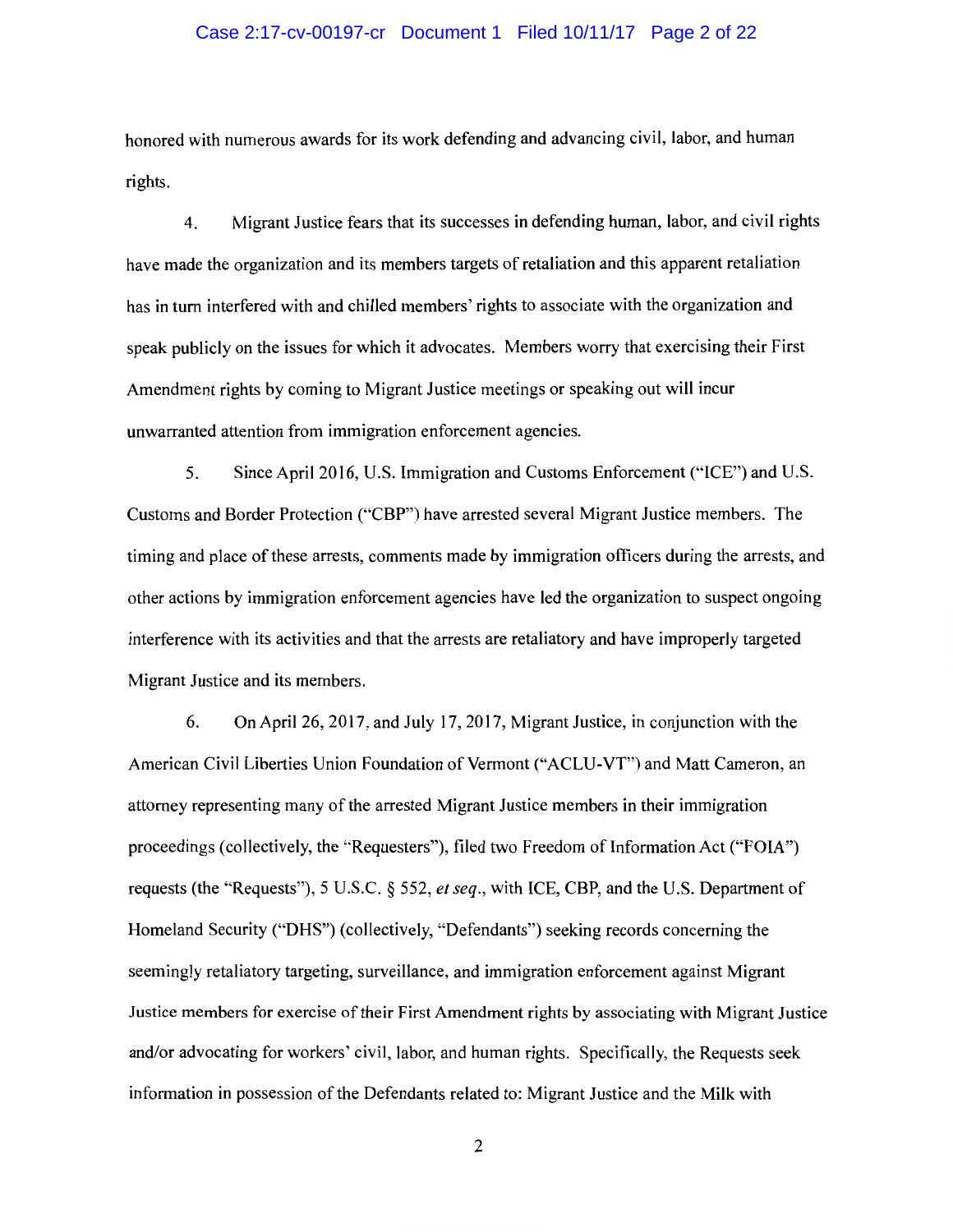honored with numerous awards for its work defending and advancing civil, labor, and human rights.

4. Migrant Justice fears that its successes in defending human, labor, and civil rights have made the organization and its members targets of retaliation and this apparent retaliation has in turn interfered with and chilled members' rights to associate with the organization and speak publicly on the issues for which it advocates. Members worry that exercising their First Amendment rights by coming to Migrant Justice meetings or speaking out will incur unwarranted attention from immigration enforcement agencies.

5. Since April 2016, U.S. Immigration and Customs Enforcement ("ICE") and U.S. Customs and Border Protection ("CBP") have arrested several Migrant Justice members. The timing and place of these arrests, comments made by immigration officers during the arrests, and other actions by immigration enforcement agencies have led the organization to suspect ongoing interference with its activities and that the arrests are retaliatory and have improperly targeted Migrant Justice and its members.

6. On April 26, 2017, and July 17, 2017, Migrant Justice, in conjunction with the American Civil Liberties Union Foundation of Vermont ("ACLU-VT") and Matt Cameron, an attorney representing many of the arrested Migrant Justice members in their immigration proceedings (collectively, the "Requesters"), filed two Freedom of Information Act ("FOIA") requests (the "Requests"), 5 U.S.C. § 552, *et seq*., with ICE, CBP, and the U.S. Department of Homeland Security ("DHS") (collectively, "Defendants") seeking records concerning the seemingly retaliatory targeting, surveillance, and immigration enforcement against Migrant Justice members for exercise of their First Amendment rights by associating with Migrant Justice and/or advocating for workers' civil, labor, and human rights. Specifically, the Requests seek information in possession of the Defendants related to: Migrant Justice and the Milk with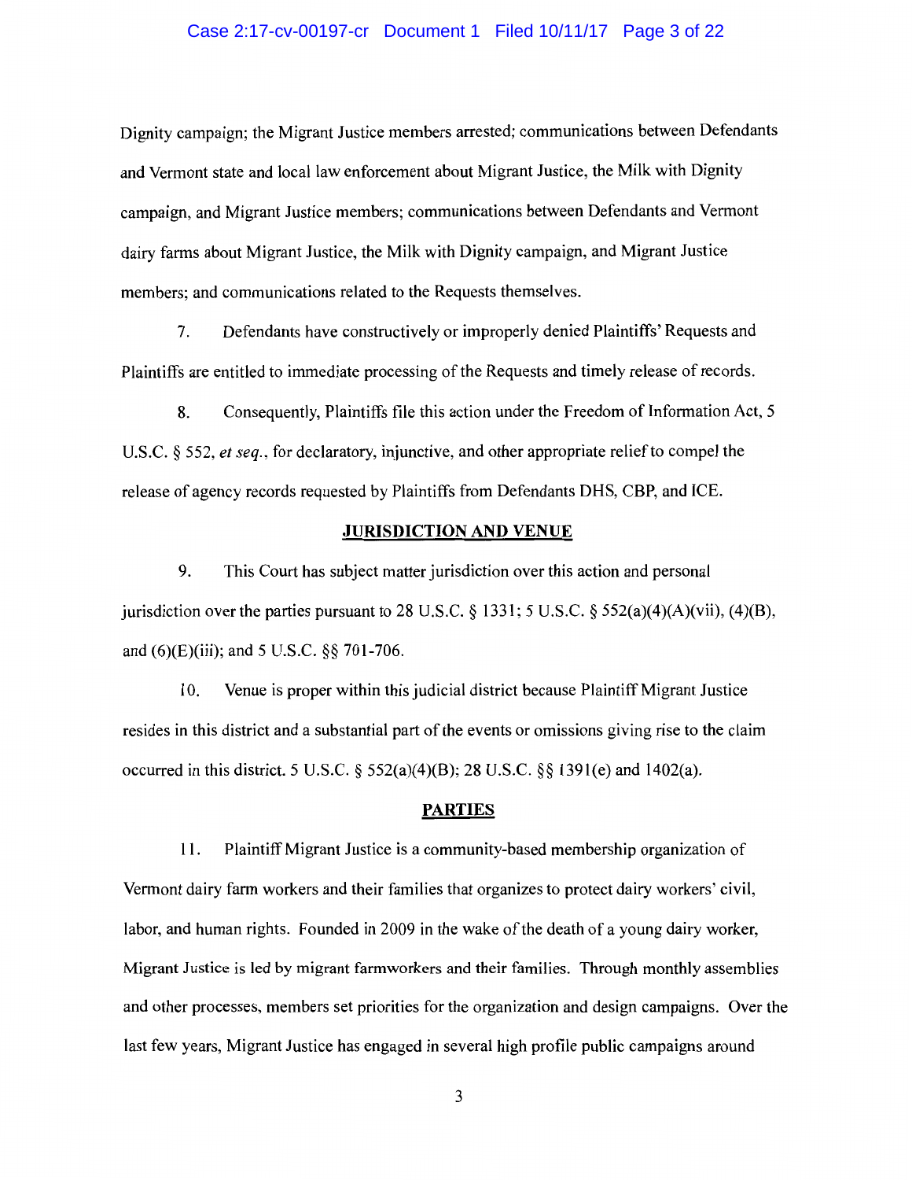Dignity campaign; the Migrant Justice members arrested; communications between Defendants and Vermont state and local law enforcement about Migrant Justice, the Milk with Dignity campaign, and Migrant Justice members; communications between Defendants and Vermont dairy farms about Migrant Justice, the Milk with Dignity campaign, and Migrant Justice members; and communications related to the Requests themselves.

7. Defendants have constructively or improperly denied Plaintiffs' Requests and Plaintiffs are entitled to immediate processing of the Requests and timely release of records.

8. Consequently, Plaintiffs file this action under the Freedom of Information Act, 5 U.S.C. § 552, *et seq.*, for declaratory, injunctive, and other appropriate relief to compel the release of agency records requested by Plaintiffs from Defendants DHS, CBP, and ICE.

## JURISDICTION AND VENUE

9. This Court has subject matter jurisdiction over this action and personal jurisdiction over the parties pursuant to 28 U.S.C. § 1331; 5 U.S.C. § 552(a)(4)(A)(vii), (4)(B), and (6)(E)(iii); and 5 U.S.C. §§ 701-706.

10. Venue is proper within this judicial district because Plaintiff Migrant Justice resides in this district and a substantial part of the events or omissions giving rise to the claim occurred in this district. 5 U.S.C. § 552(a)(4)(B); 28 U.S.C. §§ 1391(e) and 1402(a).

## PARTIES

11. Plaintiff Migrant Justice is a community-based membership organization of Vermont dairy farm workers and their families that organizes to protect dairy workers' civil, labor, and human rights. Founded in 2009 in the wake of the death of a young dairy worker, Migrant Justice is led by migrant farmworkers and their families. Through monthly assemblies and other processes, members set priorities for the organization and design campaigns. Over the last few years, Migrant Justice has engaged in several high profile public campaigns around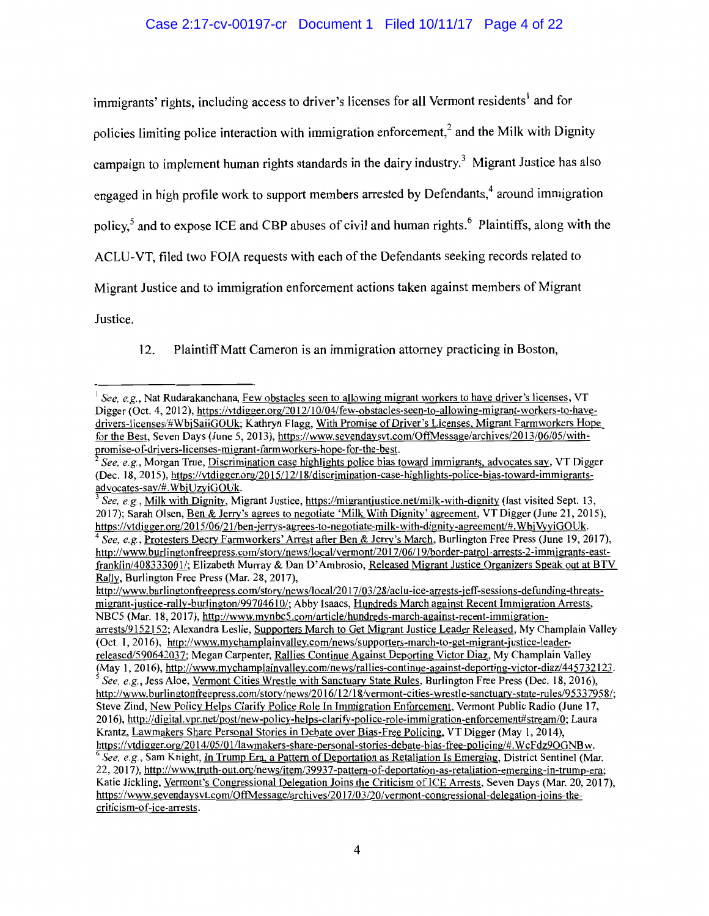immigrants' rights, including access to driver's licenses for all Vermont residents[1] and for policies limiting police interaction with immigration enforcement,[2] and the Milk with Dignity campaign to implement human rights standards in the dairy industry.[3] Migrant Justice has also engaged in high profile work to support members arrested by Defendants,[4] around immigration policy,[5] and to expose ICE and CBP abuses of civil and human rights.[6] Plaintiffs, along with the ACLU-VT, filed two FOIA requests with each of the Defendants seeking records related to Migrant Justice and to immigration enforcement actions taken against members of Migrant Justice.

12. Plaintiff Matt Cameron is an immigration attorney practicing in Boston,

---

[1] *See, e.g.*, Nat Rudarakanchana, Few obstacles seen to allowing migrant workers to have driver's licenses, VT Digger (Oct. 4, 2012), https://vtdigger.org/2012/10/04/few-obstacles-seen-to-allowing-migrant-workers-to-have-drivers-licenses/#WbjSaiiGOUk; Kathryn Flagg, With Promise of Driver's Licenses, Migrant Farmworkers Hope for the Best, Seven Days (June 5, 2013), https://www.sevendaysvt.com/OffMessage/archives/2013/06/05/with-promise-of-drivers-licenses-migrant-farmworkers-hope-for-the-best.

[2] *See, e.g.*, Morgan True, Discrimination case highlights police bias toward immigrants, advocates say, VT Digger (Dec. 18, 2015), https://vtdigger.org/2015/12/18/discrimination-case-highlights-police-bias-toward-immigrants-advocates-say/#.WbjUzyiGOUk.

[3] *See, e.g.*, Milk with Dignity, Migrant Justice, https://migrantjustice.net/milk-with-dignity (last visited Sept. 13, 2017); Sarah Olsen, Ben & Jerry's agrees to negotiate 'Milk With Dignity' agreement, VT Digger (June 21, 2015), https://vtdigger.org/2015/06/21/ben-jerrys-agrees-to-negotiate-milk-with-dignity-agreement/#.WbjVyyiGOUk.

[4] *See, e.g.*, Protesters Decry Farmworkers' Arrest after Ben & Jerry's March, Burlington Free Press (June 19, 2017), http://www.burlingtonfreepress.com/story/news/local/vermont/2017/06/19/border-patrol-arrests-2-immigrants-east-franklin/408333001/; Elizabeth Murray & Dan D'Ambrosio, Released Migrant Justice Organizers Speak out at BTV Rally, Burlington Free Press (Mar. 28, 2017), http://www.burlingtonfreepress.com/story/news/local/2017/03/28/aclu-ice-arrests-jeff-sessions-defunding-threats-migrant-justice-rally-burlington/99704610/; Abby Isaacs, Hundreds March against Recent Immigration Arrests, NBC5 (Mar. 18, 2017), http://www.mynbc5.com/article/hundreds-march-against-recent-immigration-arrests/9152152; Alexandra Leslie, Supporters March to Get Migrant Justice Leader Released, My Champlain Valley (Oct. 1, 2016), http://www.mychamplainvalley.com/news/supporters-march-to-get-migrant-justice-leader-released/590642037; Megan Carpenter, Rallies Continue Against Deporting Victor Diaz, My Champlain Valley (May 1, 2016), http://www.mychamplainvalley.com/news/rallies-continue-against-deporting-victor-diaz/445732123.

[5] *See, e.g.*, Jess Aloe, Vermont Cities Wrestle with Sanctuary State Rules, Burlington Free Press (Dec. 18, 2016), http://www.burlingtonfreepress.com/story/news/2016/12/18/vermont-cities-wrestle-sanctuary-state-rules/95337958/; Steve Zind, New Policy Helps Clarify Police Role In Immigration Enforcement, Vermont Public Radio (June 17, 2016), http://digital.vpr.net/post/new-policy-helps-clarify-police-role-immigration-enforcement#stream/0; Laura Krantz, Lawmakers Share Personal Stories in Debate over Bias-Free Policing, VT Digger (May 1, 2014), https://vtdigger.org/2014/05/01/lawmakers-share-personal-stories-debate-bias-free-policing/#.WcFdz9OGNBw.

[6] *See, e.g.*, Sam Knight, In Trump Era, a Pattern of Deportation as Retaliation Is Emerging, District Sentinel (Mar. 22, 2017), http://www.truth-out.org/news/item/39937-pattern-of-deportation-as-retaliation-emerging-in-trump-era; Katie Jickling, Vermont's Congressional Delegation Joins the Criticism of ICE Arrests, Seven Days (Mar. 20, 2017), https://www.sevendaysvt.com/OffMessage/archives/2017/03/20/vermont-congressional-delegation-joins-the-criticism-of-ice-arrests.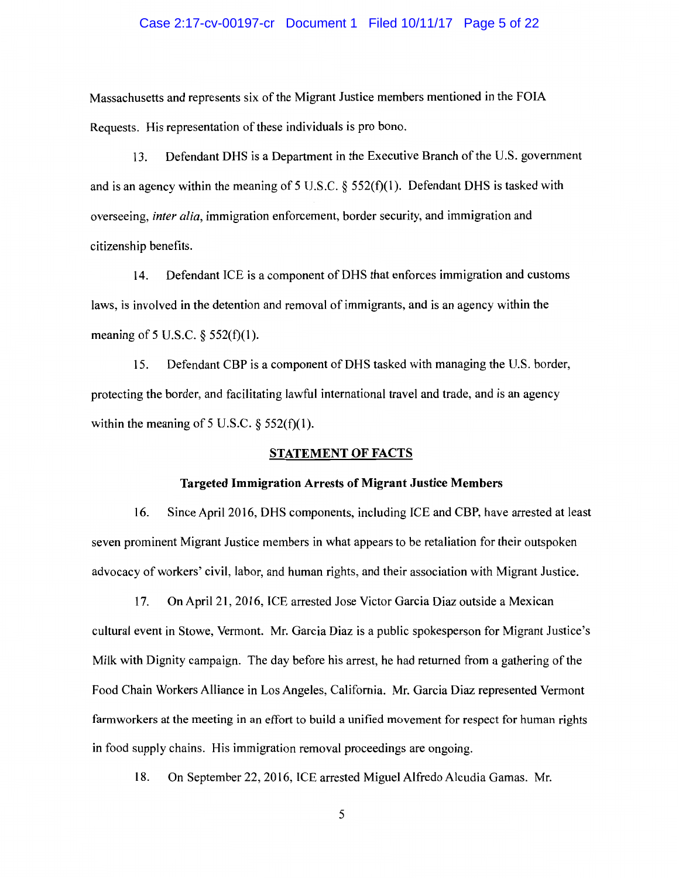Massachusetts and represents six of the Migrant Justice members mentioned in the FOIA Requests. His representation of these individuals is pro bono.

13. Defendant DHS is a Department in the Executive Branch of the U.S. government and is an agency within the meaning of 5 U.S.C. § 552(f)(1). Defendant DHS is tasked with overseeing, *inter alia*, immigration enforcement, border security, and immigration and citizenship benefits.

14. Defendant ICE is a component of DHS that enforces immigration and customs laws, is involved in the detention and removal of immigrants, and is an agency within the meaning of 5 U.S.C. § 552(f)(1).

15. Defendant CBP is a component of DHS tasked with managing the U.S. border, protecting the border, and facilitating lawful international travel and trade, and is an agency within the meaning of 5 U.S.C. § 552(f)(1).

## STATEMENT OF FACTS

### Targeted Immigration Arrests of Migrant Justice Members

16. Since April 2016, DHS components, including ICE and CBP, have arrested at least seven prominent Migrant Justice members in what appears to be retaliation for their outspoken advocacy of workers' civil, labor, and human rights, and their association with Migrant Justice.

17. On April 21, 2016, ICE arrested Jose Victor Garcia Diaz outside a Mexican cultural event in Stowe, Vermont. Mr. Garcia Diaz is a public spokesperson for Migrant Justice's Milk with Dignity campaign. The day before his arrest, he had returned from a gathering of the Food Chain Workers Alliance in Los Angeles, California. Mr. Garcia Diaz represented Vermont farmworkers at the meeting in an effort to build a unified movement for respect for human rights in food supply chains. His immigration removal proceedings are ongoing.

18. On September 22, 2016, ICE arrested Miguel Alfredo Alcudia Gamas. Mr.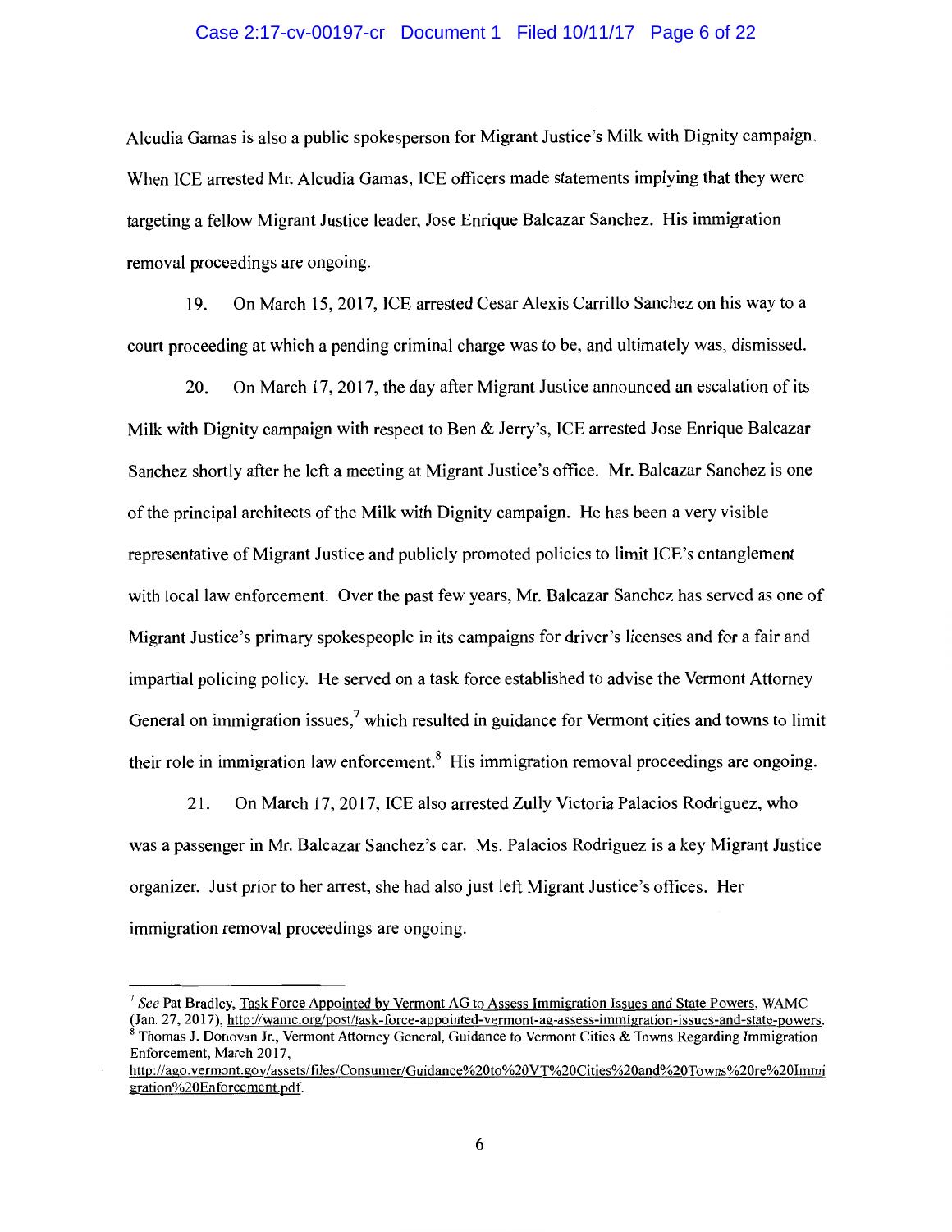Alcudia Gamas is also a public spokesperson for Migrant Justice's Milk with Dignity campaign. When ICE arrested Mr. Alcudia Gamas, ICE officers made statements implying that they were targeting a fellow Migrant Justice leader, Jose Enrique Balcazar Sanchez. His immigration removal proceedings are ongoing.

19. On March 15, 2017, ICE arrested Cesar Alexis Carrillo Sanchez on his way to a court proceeding at which a pending criminal charge was to be, and ultimately was, dismissed.

20. On March 17, 2017, the day after Migrant Justice announced an escalation of its Milk with Dignity campaign with respect to Ben & Jerry's, ICE arrested Jose Enrique Balcazar Sanchez shortly after he left a meeting at Migrant Justice's office. Mr. Balcazar Sanchez is one of the principal architects of the Milk with Dignity campaign. He has been a very visible representative of Migrant Justice and publicly promoted policies to limit ICE's entanglement with local law enforcement. Over the past few years, Mr. Balcazar Sanchez has served as one of Migrant Justice's primary spokespeople in its campaigns for driver's licenses and for a fair and impartial policing policy. He served on a task force established to advise the Vermont Attorney General on immigration issues,[7] which resulted in guidance for Vermont cities and towns to limit their role in immigration law enforcement.[8] His immigration removal proceedings are ongoing.

21. On March 17, 2017, ICE also arrested Zully Victoria Palacios Rodriguez, who was a passenger in Mr. Balcazar Sanchez's car. Ms. Palacios Rodriguez is a key Migrant Justice organizer. Just prior to her arrest, she had also just left Migrant Justice's offices. Her immigration removal proceedings are ongoing.

---

[7] *See* Pat Bradley, Task Force Appointed by Vermont AG to Assess Immigration Issues and State Powers, WAMC (Jan. 27, 2017), http://wamc.org/post/task-force-appointed-vermont-ag-assess-immigration-issues-and-state-powers.

[8] Thomas J. Donovan Jr., Vermont Attorney General, Guidance to Vermont Cities & Towns Regarding Immigration Enforcement, March 2017, http://ago.vermont.gov/assets/files/Consumer/Guidance%20to%20VT%20Cities%20and%20Towns%20re%20Immigration%20Enforcement.pdf.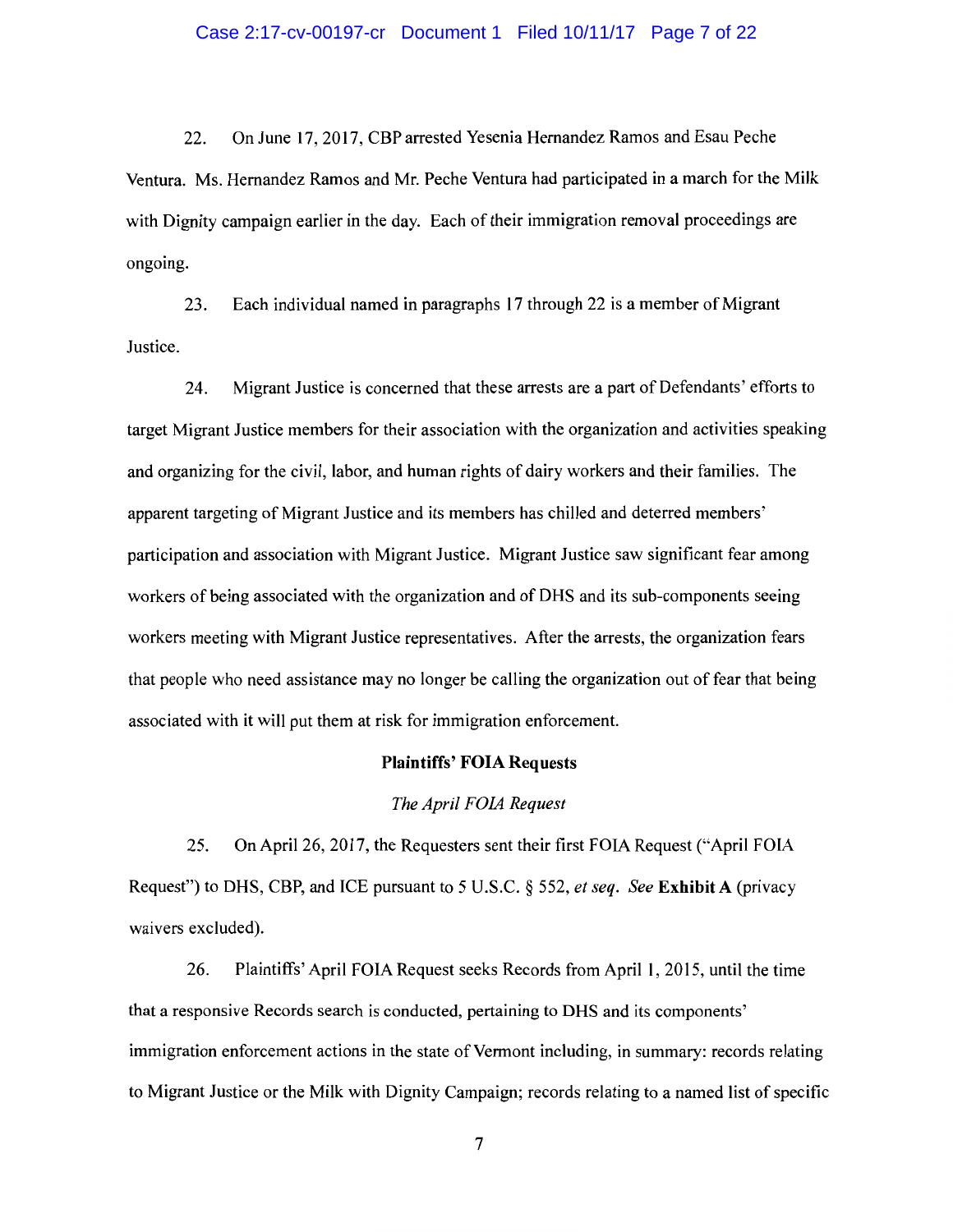22. On June 17, 2017, CBP arrested Yesenia Hernandez Ramos and Esau Peche Ventura. Ms. Hernandez Ramos and Mr. Peche Ventura had participated in a march for the Milk with Dignity campaign earlier in the day. Each of their immigration removal proceedings are ongoing.

23. Each individual named in paragraphs 17 through 22 is a member of Migrant Justice.

24. Migrant Justice is concerned that these arrests are a part of Defendants' efforts to target Migrant Justice members for their association with the organization and activities speaking and organizing for the civil, labor, and human rights of dairy workers and their families. The apparent targeting of Migrant Justice and its members has chilled and deterred members' participation and association with Migrant Justice. Migrant Justice saw significant fear among workers of being associated with the organization and of DHS and its sub-components seeing workers meeting with Migrant Justice representatives. After the arrests, the organization fears that people who need assistance may no longer be calling the organization out of fear that being associated with it will put them at risk for immigration enforcement.

## Plaintiffs' FOIA Requests

### *The April FOIA Request*

25. On April 26, 2017, the Requesters sent their first FOIA Request ("April FOIA Request") to DHS, CBP, and ICE pursuant to 5 U.S.C. § 552, *et seq*. *See* **Exhibit A** (privacy waivers excluded).

26. Plaintiffs' April FOIA Request seeks Records from April 1, 2015, until the time that a responsive Records search is conducted, pertaining to DHS and its components' immigration enforcement actions in the state of Vermont including, in summary: records relating to Migrant Justice or the Milk with Dignity Campaign; records relating to a named list of specific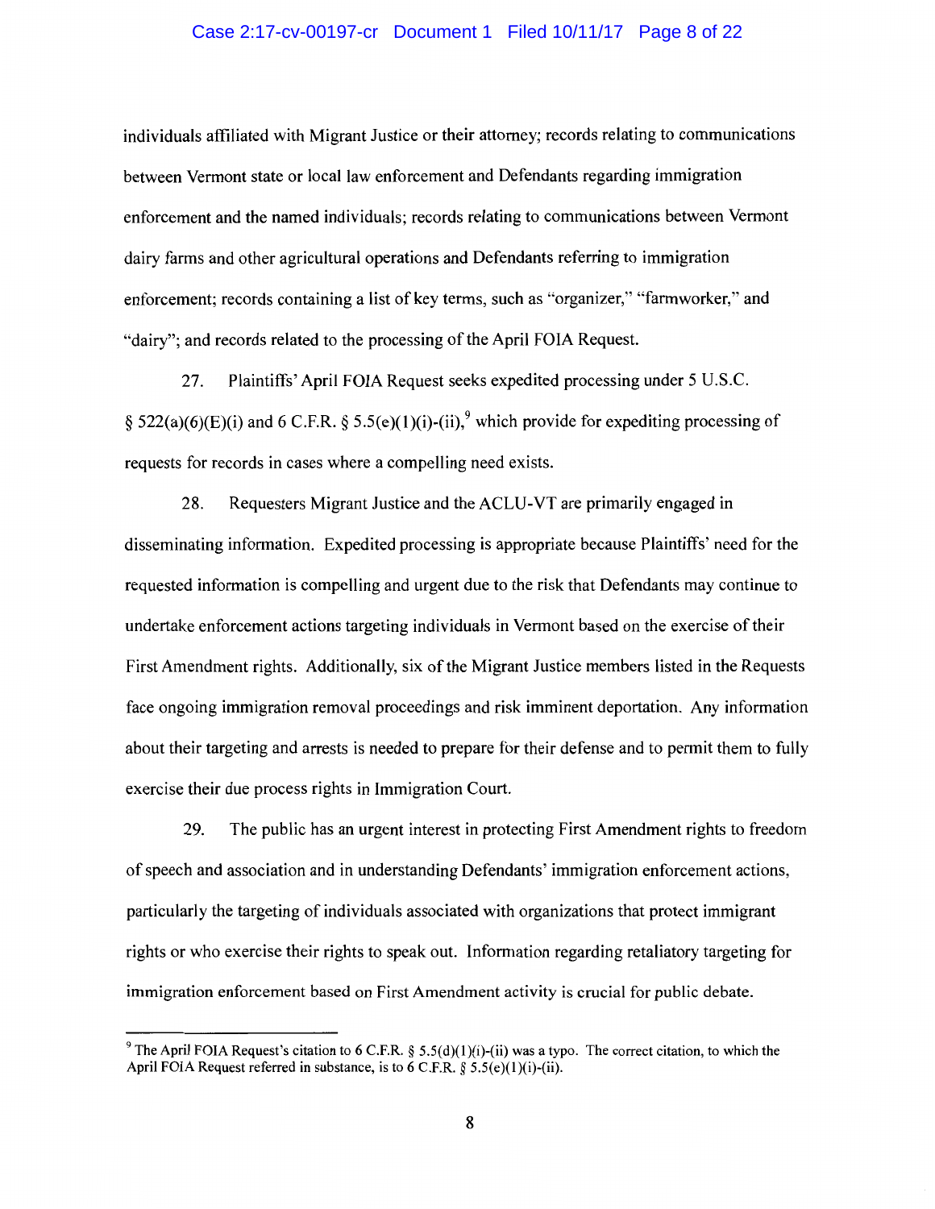individuals affiliated with Migrant Justice or their attorney; records relating to communications between Vermont state or local law enforcement and Defendants regarding immigration enforcement and the named individuals; records relating to communications between Vermont dairy farms and other agricultural operations and Defendants referring to immigration enforcement; records containing a list of key terms, such as "organizer," "farmworker," and "dairy"; and records related to the processing of the April FOIA Request.

27. Plaintiffs' April FOIA Request seeks expedited processing under 5 U.S.C. § 522(a)(6)(E)(i) and 6 C.F.R. § 5.5(e)(1)(i)-(ii),[9] which provide for expediting processing of requests for records in cases where a compelling need exists.

28. Requesters Migrant Justice and the ACLU-VT are primarily engaged in disseminating information. Expedited processing is appropriate because Plaintiffs' need for the requested information is compelling and urgent due to the risk that Defendants may continue to undertake enforcement actions targeting individuals in Vermont based on the exercise of their First Amendment rights. Additionally, six of the Migrant Justice members listed in the Requests face ongoing immigration removal proceedings and risk imminent deportation. Any information about their targeting and arrests is needed to prepare for their defense and to permit them to fully exercise their due process rights in Immigration Court.

29. The public has an urgent interest in protecting First Amendment rights to freedom of speech and association and in understanding Defendants' immigration enforcement actions, particularly the targeting of individuals associated with organizations that protect immigrant rights or who exercise their rights to speak out. Information regarding retaliatory targeting for immigration enforcement based on First Amendment activity is crucial for public debate.

---

[9] The April FOIA Request's citation to 6 C.F.R. § 5.5(d)(1)(i)-(ii) was a typo. The correct citation, to which the April FOIA Request referred in substance, is to 6 C.F.R. § 5.5(e)(1)(i)-(ii).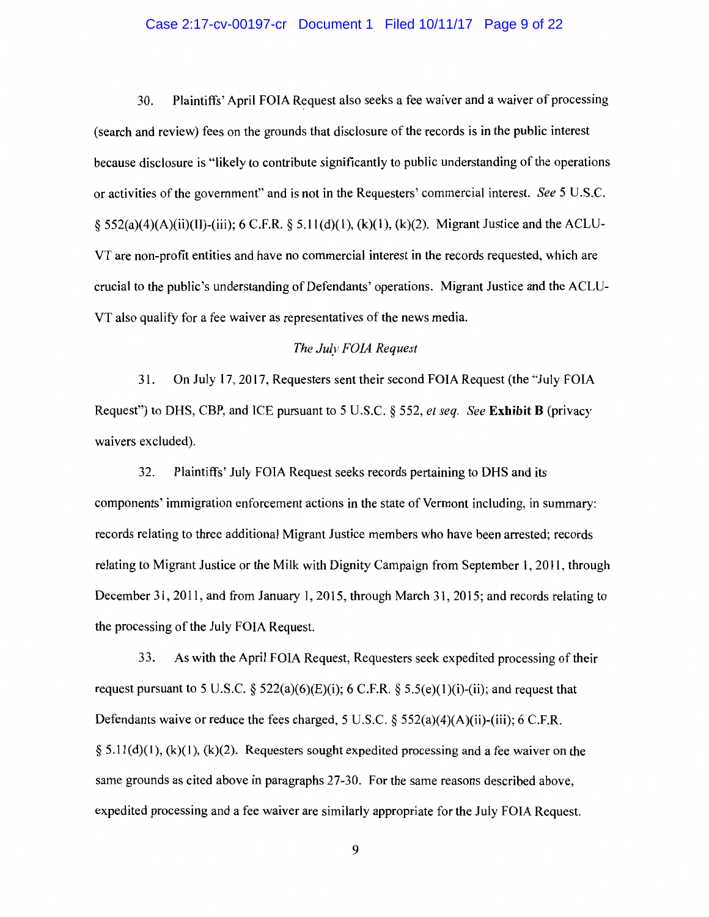30. Plaintiffs' April FOIA Request also seeks a fee waiver and a waiver of processing (search and review) fees on the grounds that disclosure of the records is in the public interest because disclosure is "likely to contribute significantly to public understanding of the operations or activities of the government" and is not in the Requesters' commercial interest. *See* 5 U.S.C. § 552(a)(4)(A)(ii)(II)-(iii); 6 C.F.R. § 5.11(d)(1), (k)(1), (k)(2). Migrant Justice and the ACLU-VT are non-profit entities and have no commercial interest in the records requested, which are crucial to the public's understanding of Defendants' operations. Migrant Justice and the ACLU-VT also qualify for a fee waiver as representatives of the news media.

*The July FOIA Request*

31. On July 17, 2017, Requesters sent their second FOIA Request (the "July FOIA Request") to DHS, CBP, and ICE pursuant to 5 U.S.C. § 552, *et seq.* *See* **Exhibit B** (privacy waivers excluded).

32. Plaintiffs' July FOIA Request seeks records pertaining to DHS and its components' immigration enforcement actions in the state of Vermont including, in summary: records relating to three additional Migrant Justice members who have been arrested; records relating to Migrant Justice or the Milk with Dignity Campaign from September 1, 2011, through December 31, 2011, and from January 1, 2015, through March 31, 2015; and records relating to the processing of the July FOIA Request.

33. As with the April FOIA Request, Requesters seek expedited processing of their request pursuant to 5 U.S.C. § 522(a)(6)(E)(i); 6 C.F.R. § 5.5(e)(1)(i)-(ii); and request that Defendants waive or reduce the fees charged, 5 U.S.C. § 552(a)(4)(A)(ii)-(iii); 6 C.F.R. § 5.11(d)(1), (k)(1), (k)(2). Requesters sought expedited processing and a fee waiver on the same grounds as cited above in paragraphs 27-30. For the same reasons described above, expedited processing and a fee waiver are similarly appropriate for the July FOIA Request.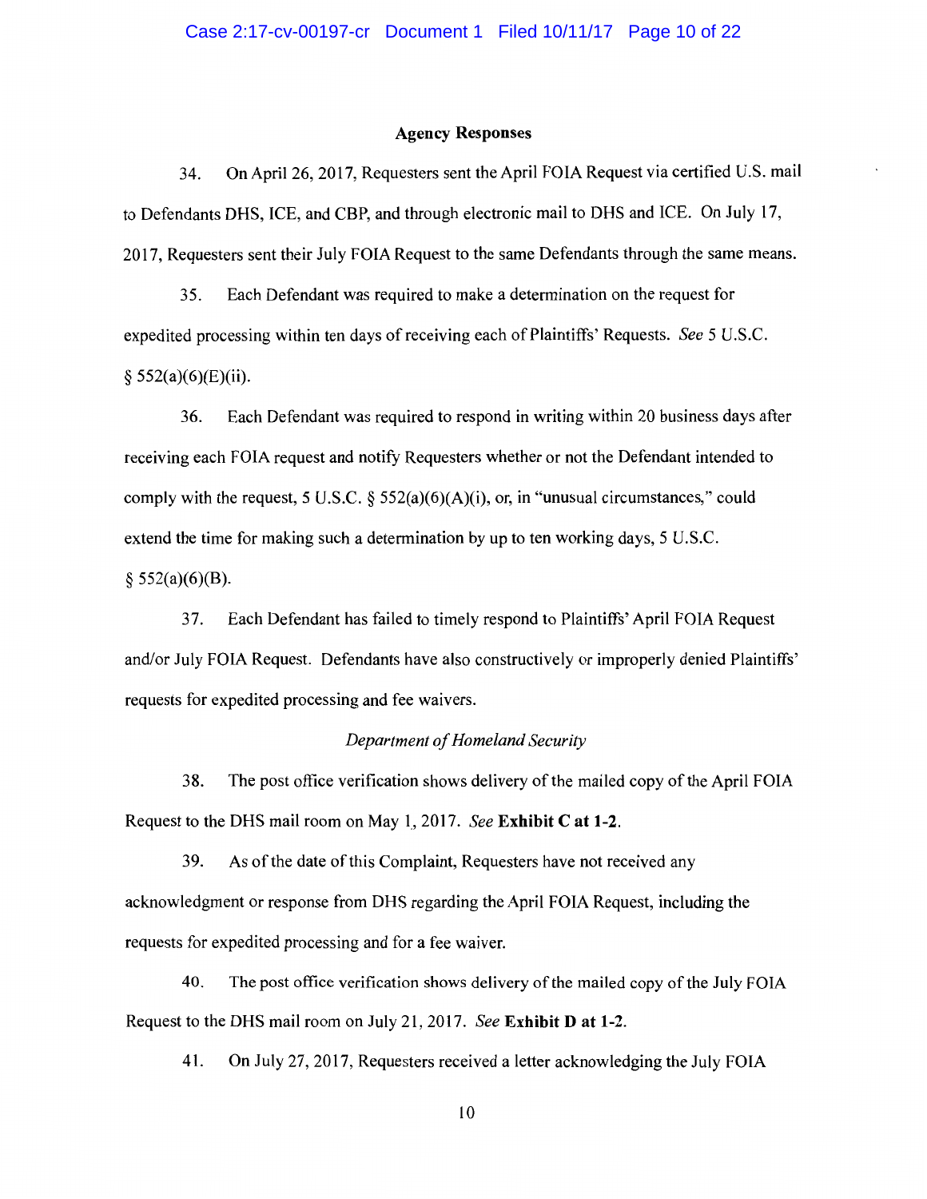## Agency Responses

34. On April 26, 2017, Requesters sent the April FOIA Request via certified U.S. mail to Defendants DHS, ICE, and CBP, and through electronic mail to DHS and ICE. On July 17, 2017, Requesters sent their July FOIA Request to the same Defendants through the same means.

35. Each Defendant was required to make a determination on the request for expedited processing within ten days of receiving each of Plaintiffs' Requests. *See* 5 U.S.C. § 552(a)(6)(E)(ii).

36. Each Defendant was required to respond in writing within 20 business days after receiving each FOIA request and notify Requesters whether or not the Defendant intended to comply with the request, 5 U.S.C. § 552(a)(6)(A)(i), or, in "unusual circumstances," could extend the time for making such a determination by up to ten working days, 5 U.S.C. § 552(a)(6)(B).

37. Each Defendant has failed to timely respond to Plaintiffs' April FOIA Request and/or July FOIA Request. Defendants have also constructively or improperly denied Plaintiffs' requests for expedited processing and fee waivers.

### *Department of Homeland Security*

38. The post office verification shows delivery of the mailed copy of the April FOIA Request to the DHS mail room on May 1, 2017. *See* **Exhibit C at 1-2**.

39. As of the date of this Complaint, Requesters have not received any acknowledgment or response from DHS regarding the April FOIA Request, including the requests for expedited processing and for a fee waiver.

40. The post office verification shows delivery of the mailed copy of the July FOIA Request to the DHS mail room on July 21, 2017. *See* **Exhibit D at 1-2**.

41. On July 27, 2017, Requesters received a letter acknowledging the July FOIA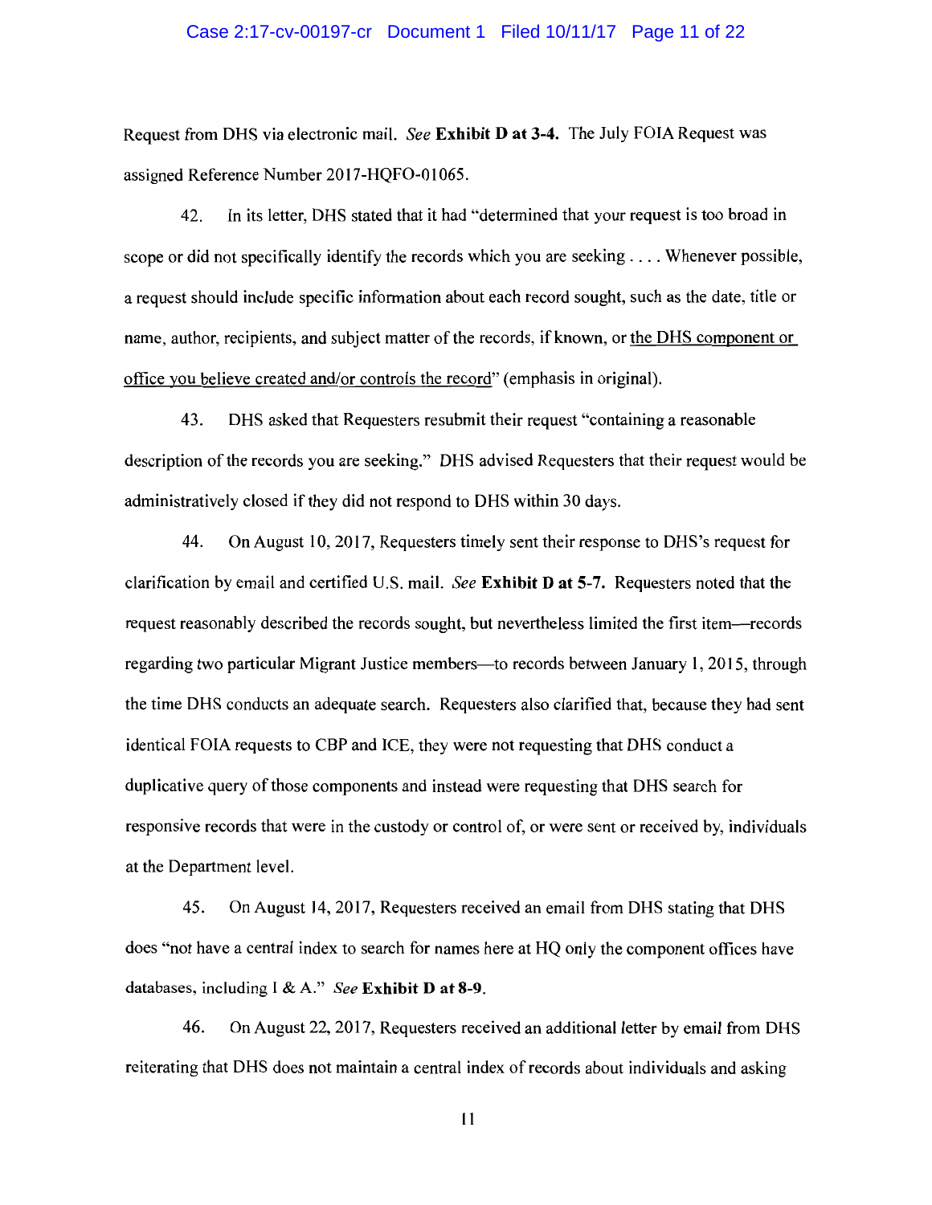Request from DHS via electronic mail. *See* **Exhibit D at 3-4.** The July FOIA Request was assigned Reference Number 2017-HQFO-01065.

42. In its letter, DHS stated that it had "determined that your request is too broad in scope or did not specifically identify the records which you are seeking . . . . Whenever possible, a request should include specific information about each record sought, such as the date, title or name, author, recipients, and subject matter of the records, if known, or <u>the DHS component or office you believe created and/or controls the record</u>" (emphasis in original).

43. DHS asked that Requesters resubmit their request "containing a reasonable description of the records you are seeking." DHS advised Requesters that their request would be administratively closed if they did not respond to DHS within 30 days.

44. On August 10, 2017, Requesters timely sent their response to DHS's request for clarification by email and certified U.S. mail. *See* **Exhibit D at 5-7.** Requesters noted that the request reasonably described the records sought, but nevertheless limited the first item—records regarding two particular Migrant Justice members—to records between January 1, 2015, through the time DHS conducts an adequate search. Requesters also clarified that, because they had sent identical FOIA requests to CBP and ICE, they were not requesting that DHS conduct a duplicative query of those components and instead were requesting that DHS search for responsive records that were in the custody or control of, or were sent or received by, individuals at the Department level.

45. On August 14, 2017, Requesters received an email from DHS stating that DHS does "not have a central index to search for names here at HQ only the component offices have databases, including I & A." *See* **Exhibit D at 8-9.**

46. On August 22, 2017, Requesters received an additional letter by email from DHS reiterating that DHS does not maintain a central index of records about individuals and asking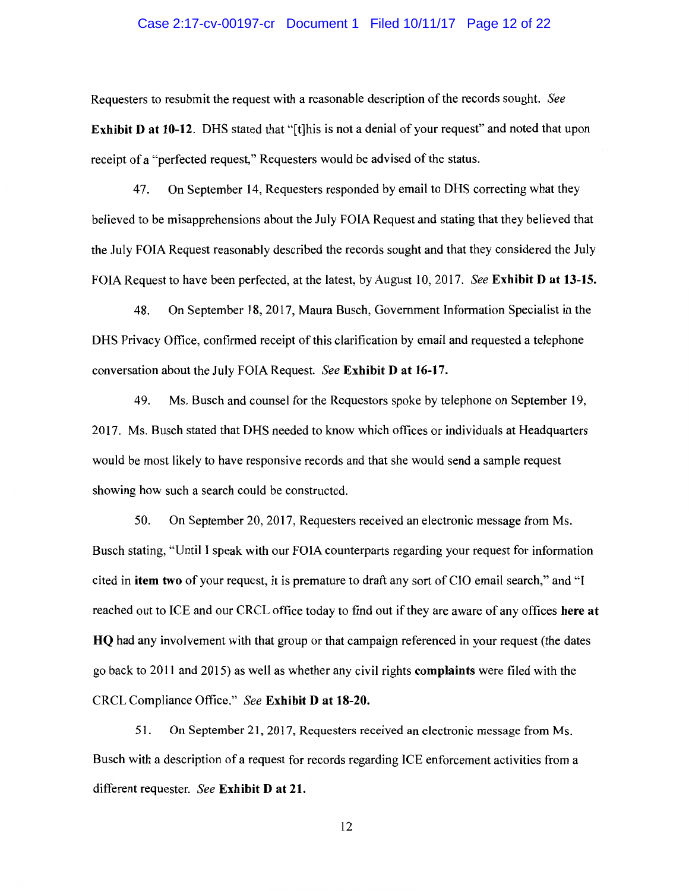Requesters to resubmit the request with a reasonable description of the records sought. *See* **Exhibit D at 10-12**. DHS stated that "[t]his is not a denial of your request" and noted that upon receipt of a "perfected request," Requesters would be advised of the status.

47. On September 14, Requesters responded by email to DHS correcting what they believed to be misapprehensions about the July FOIA Request and stating that they believed that the July FOIA Request reasonably described the records sought and that they considered the July FOIA Request to have been perfected, at the latest, by August 10, 2017. *See* **Exhibit D at 13-15.**

48. On September 18, 2017, Maura Busch, Government Information Specialist in the DHS Privacy Office, confirmed receipt of this clarification by email and requested a telephone conversation about the July FOIA Request. *See* **Exhibit D at 16-17.**

49. Ms. Busch and counsel for the Requestors spoke by telephone on September 19, 2017. Ms. Busch stated that DHS needed to know which offices or individuals at Headquarters would be most likely to have responsive records and that she would send a sample request showing how such a search could be constructed.

50. On September 20, 2017, Requesters received an electronic message from Ms. Busch stating, "Until I speak with our FOIA counterparts regarding your request for information cited in **item two** of your request, it is premature to draft any sort of CIO email search," and "I reached out to ICE and our CRCL office today to find out if they are aware of any offices **here at HQ** had any involvement with that group or that campaign referenced in your request (the dates go back to 2011 and 2015) as well as whether any civil rights **complaints** were filed with the CRCL Compliance Office." *See* **Exhibit D at 18-20.**

51. On September 21, 2017, Requesters received an electronic message from Ms. Busch with a description of a request for records regarding ICE enforcement activities from a different requester. *See* **Exhibit D at 21.**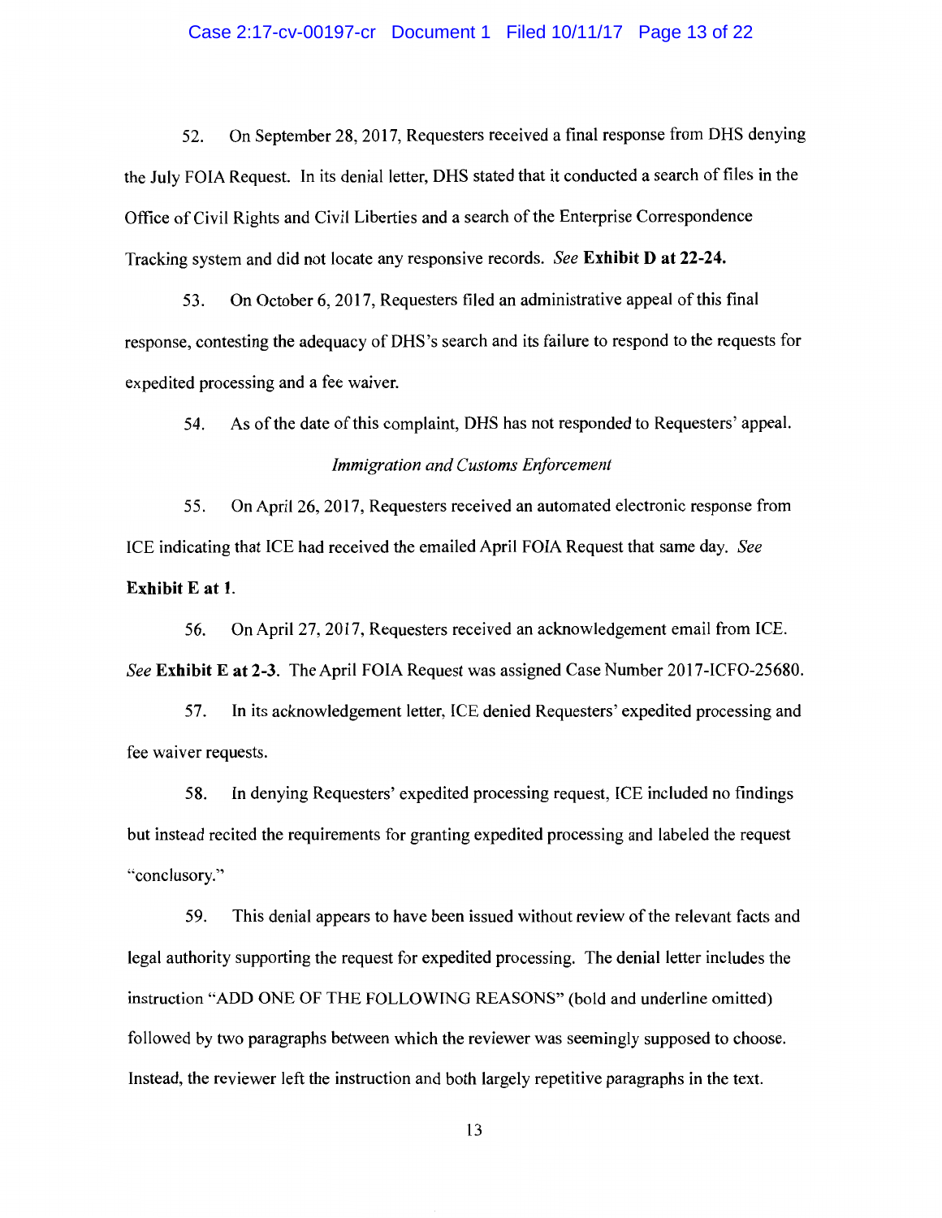52. On September 28, 2017, Requesters received a final response from DHS denying the July FOIA Request. In its denial letter, DHS stated that it conducted a search of files in the Office of Civil Rights and Civil Liberties and a search of the Enterprise Correspondence Tracking system and did not locate any responsive records. *See* **Exhibit D at 22-24.**

53. On October 6, 2017, Requesters filed an administrative appeal of this final response, contesting the adequacy of DHS's search and its failure to respond to the requests for expedited processing and a fee waiver.

54. As of the date of this complaint, DHS has not responded to Requesters' appeal.

*Immigration and Customs Enforcement*

55. On April 26, 2017, Requesters received an automated electronic response from ICE indicating that ICE had received the emailed April FOIA Request that same day. *See* **Exhibit E at 1**.

56. On April 27, 2017, Requesters received an acknowledgement email from ICE. *See* **Exhibit E at 2-3**. The April FOIA Request was assigned Case Number 2017-ICFO-25680.

57. In its acknowledgement letter, ICE denied Requesters' expedited processing and fee waiver requests.

58. In denying Requesters' expedited processing request, ICE included no findings but instead recited the requirements for granting expedited processing and labeled the request "conclusory."

59. This denial appears to have been issued without review of the relevant facts and legal authority supporting the request for expedited processing. The denial letter includes the instruction "ADD ONE OF THE FOLLOWING REASONS" (bold and underline omitted) followed by two paragraphs between which the reviewer was seemingly supposed to choose. Instead, the reviewer left the instruction and both largely repetitive paragraphs in the text.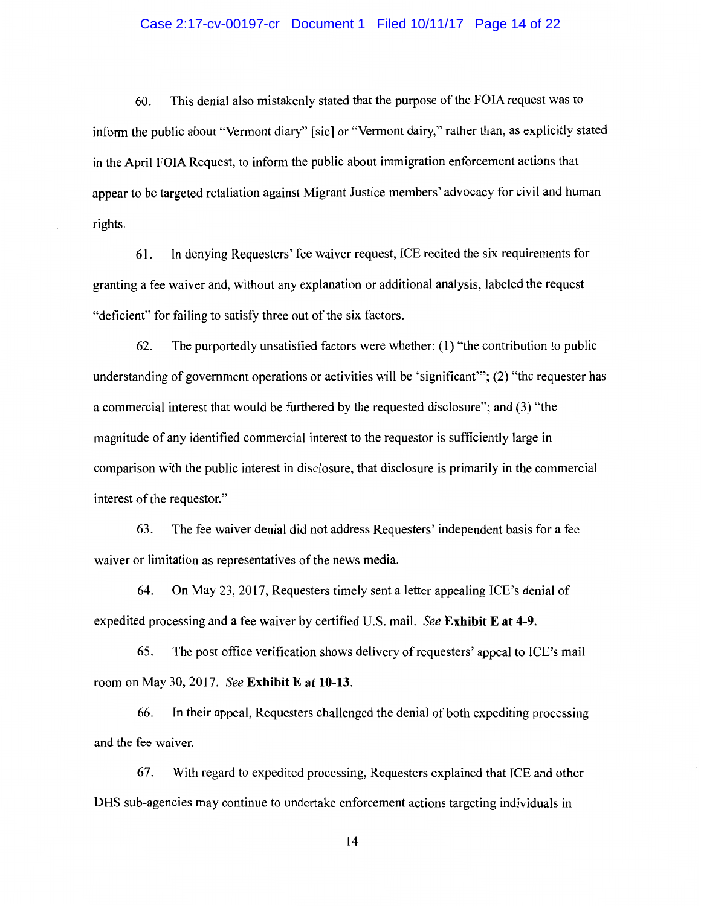60. This denial also mistakenly stated that the purpose of the FOIA request was to inform the public about "Vermont diary" [sic] or "Vermont dairy," rather than, as explicitly stated in the April FOIA Request, to inform the public about immigration enforcement actions that appear to be targeted retaliation against Migrant Justice members' advocacy for civil and human rights.

61. In denying Requesters' fee waiver request, ICE recited the six requirements for granting a fee waiver and, without any explanation or additional analysis, labeled the request "deficient" for failing to satisfy three out of the six factors.

62. The purportedly unsatisfied factors were whether: (1) "the contribution to public understanding of government operations or activities will be 'significant'"; (2) "the requester has a commercial interest that would be furthered by the requested disclosure"; and (3) "the magnitude of any identified commercial interest to the requestor is sufficiently large in comparison with the public interest in disclosure, that disclosure is primarily in the commercial interest of the requestor."

63. The fee waiver denial did not address Requesters' independent basis for a fee waiver or limitation as representatives of the news media.

64. On May 23, 2017, Requesters timely sent a letter appealing ICE's denial of expedited processing and a fee waiver by certified U.S. mail. *See* **Exhibit E at 4-9.**

65. The post office verification shows delivery of requesters' appeal to ICE's mail room on May 30, 2017. *See* **Exhibit E at 10-13.**

66. In their appeal, Requesters challenged the denial of both expediting processing and the fee waiver.

67. With regard to expedited processing, Requesters explained that ICE and other DHS sub-agencies may continue to undertake enforcement actions targeting individuals in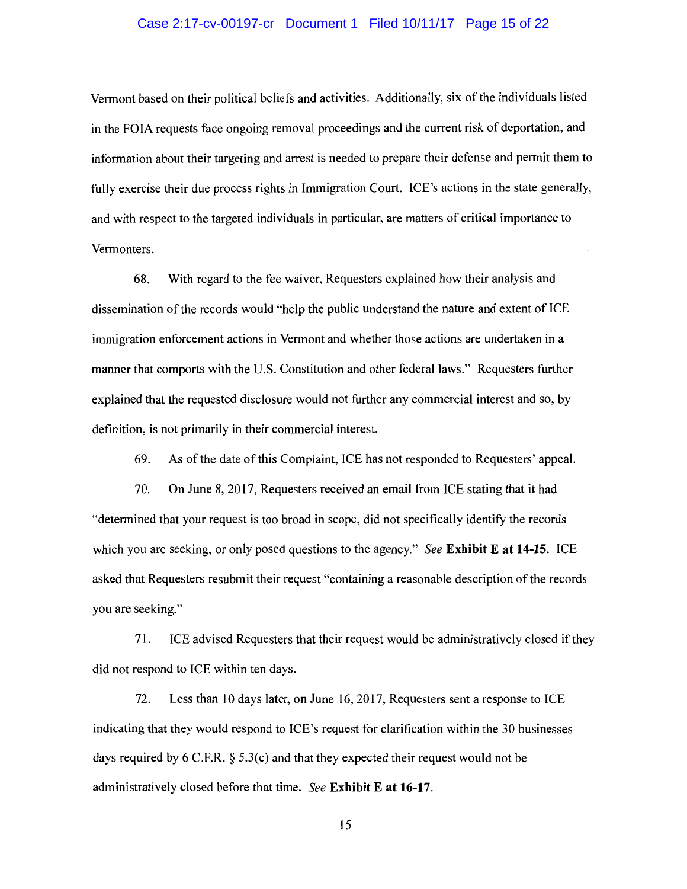Vermont based on their political beliefs and activities. Additionally, six of the individuals listed in the FOIA requests face ongoing removal proceedings and the current risk of deportation, and information about their targeting and arrest is needed to prepare their defense and permit them to fully exercise their due process rights in Immigration Court. ICE's actions in the state generally, and with respect to the targeted individuals in particular, are matters of critical importance to Vermonters.

68. With regard to the fee waiver, Requesters explained how their analysis and dissemination of the records would "help the public understand the nature and extent of ICE immigration enforcement actions in Vermont and whether those actions are undertaken in a manner that comports with the U.S. Constitution and other federal laws." Requesters further explained that the requested disclosure would not further any commercial interest and so, by definition, is not primarily in their commercial interest.

69. As of the date of this Complaint, ICE has not responded to Requesters' appeal.

70. On June 8, 2017, Requesters received an email from ICE stating that it had "determined that your request is too broad in scope, did not specifically identify the records which you are seeking, or only posed questions to the agency." *See* **Exhibit E at 14-15**. ICE asked that Requesters resubmit their request "containing a reasonable description of the records you are seeking."

71. ICE advised Requesters that their request would be administratively closed if they did not respond to ICE within ten days.

72. Less than 10 days later, on June 16, 2017, Requesters sent a response to ICE indicating that they would respond to ICE's request for clarification within the 30 businesses days required by 6 C.F.R. § 5.3(c) and that they expected their request would not be administratively closed before that time. *See* **Exhibit E at 16-17**.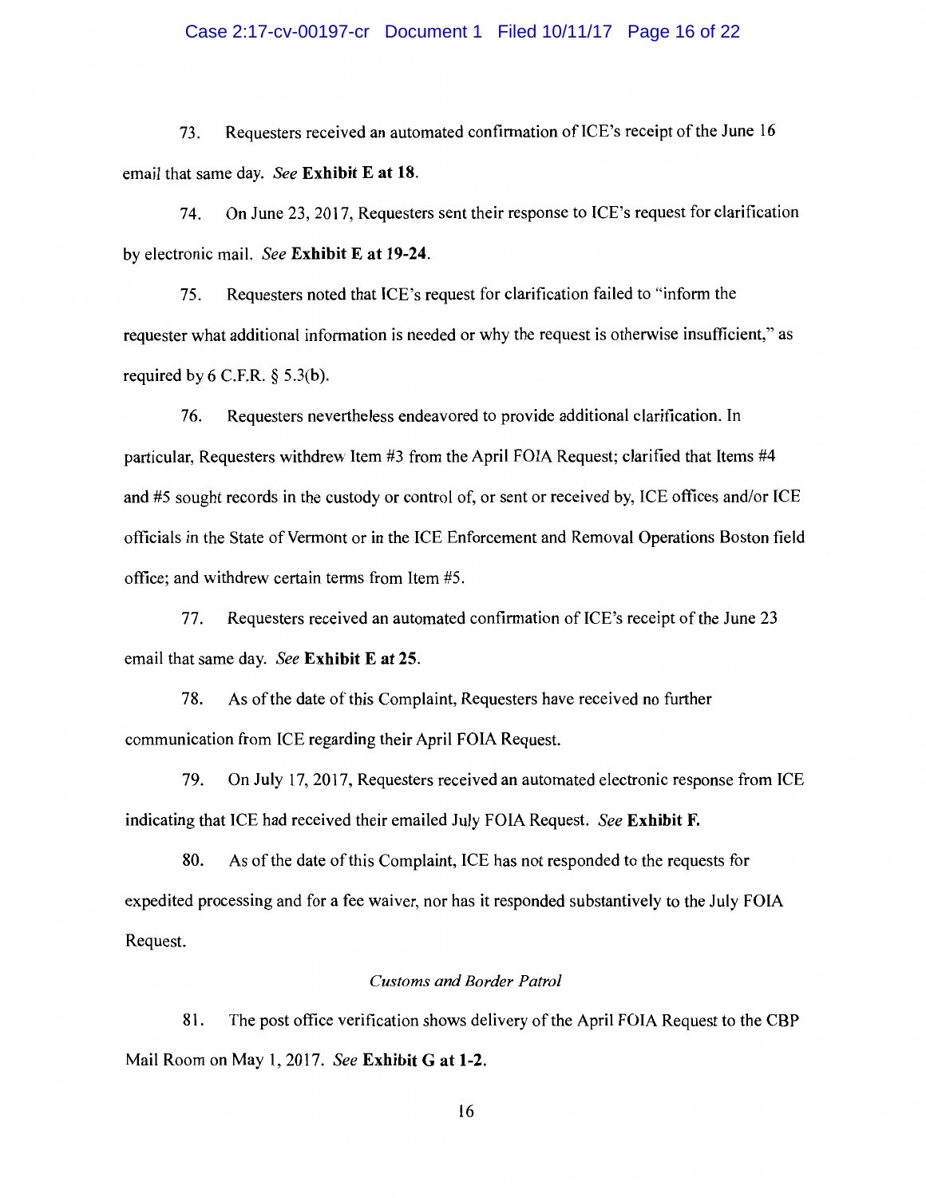73. Requesters received an automated confirmation of ICE's receipt of the June 16 email that same day. *See* **Exhibit E at 18**.

74. On June 23, 2017, Requesters sent their response to ICE's request for clarification by electronic mail. *See* **Exhibit E at 19-24**.

75. Requesters noted that ICE's request for clarification failed to "inform the requester what additional information is needed or why the request is otherwise insufficient," as required by 6 C.F.R. § 5.3(b).

76. Requesters nevertheless endeavored to provide additional clarification. In particular, Requesters withdrew Item #3 from the April FOIA Request; clarified that Items #4 and #5 sought records in the custody or control of, or sent or received by, ICE offices and/or ICE officials in the State of Vermont or in the ICE Enforcement and Removal Operations Boston field office; and withdrew certain terms from Item #5.

77. Requesters received an automated confirmation of ICE's receipt of the June 23 email that same day. *See* **Exhibit E at 25**.

78. As of the date of this Complaint, Requesters have received no further communication from ICE regarding their April FOIA Request.

79. On July 17, 2017, Requesters received an automated electronic response from ICE indicating that ICE had received their emailed July FOIA Request. *See* **Exhibit F.**

80. As of the date of this Complaint, ICE has not responded to the requests for expedited processing and for a fee waiver, nor has it responded substantively to the July FOIA Request.

*Customs and Border Patrol*

81. The post office verification shows delivery of the April FOIA Request to the CBP Mail Room on May 1, 2017. *See* **Exhibit G at 1-2**.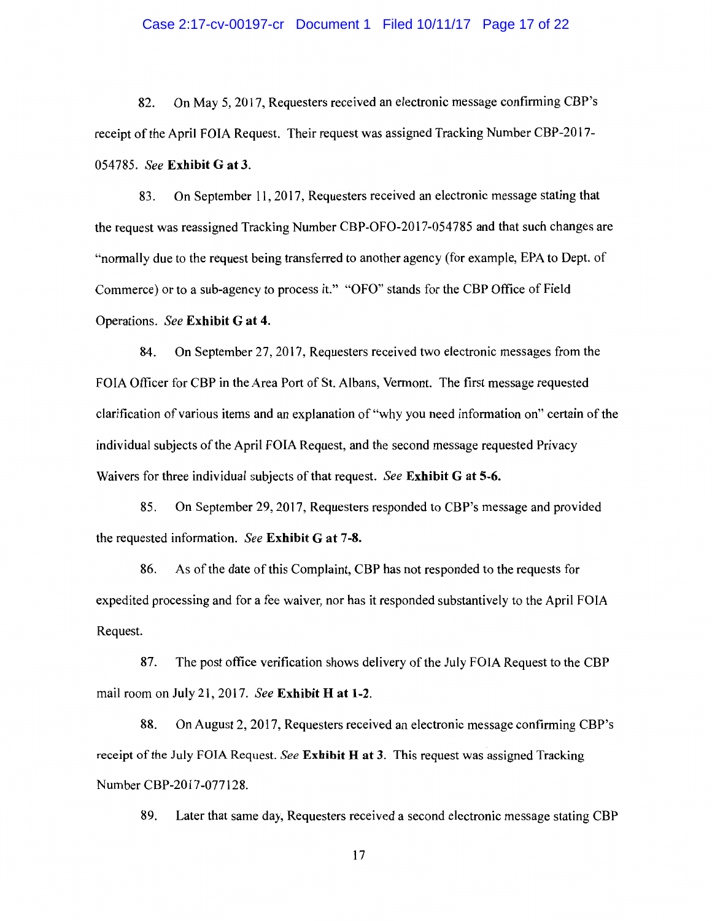82. On May 5, 2017, Requesters received an electronic message confirming CBP's receipt of the April FOIA Request. Their request was assigned Tracking Number CBP-2017-054785. *See* **Exhibit G at 3.**

83. On September 11, 2017, Requesters received an electronic message stating that the request was reassigned Tracking Number CBP-OFO-2017-054785 and that such changes are "normally due to the request being transferred to another agency (for example, EPA to Dept. of Commerce) or to a sub-agency to process it." "OFO" stands for the CBP Office of Field Operations. *See* **Exhibit G at 4.**

84. On September 27, 2017, Requesters received two electronic messages from the FOIA Officer for CBP in the Area Port of St. Albans, Vermont. The first message requested clarification of various items and an explanation of "why you need information on" certain of the individual subjects of the April FOIA Request, and the second message requested Privacy Waivers for three individual subjects of that request. *See* **Exhibit G at 5-6.**

85. On September 29, 2017, Requesters responded to CBP's message and provided the requested information. *See* **Exhibit G at 7-8.**

86. As of the date of this Complaint, CBP has not responded to the requests for expedited processing and for a fee waiver, nor has it responded substantively to the April FOIA Request.

87. The post office verification shows delivery of the July FOIA Request to the CBP mail room on July 21, 2017. *See* **Exhibit H at 1-2.**

88. On August 2, 2017, Requesters received an electronic message confirming CBP's receipt of the July FOIA Request. *See* **Exhibit H at 3.** This request was assigned Tracking Number CBP-2017-077128.

89. Later that same day, Requesters received a second electronic message stating CBP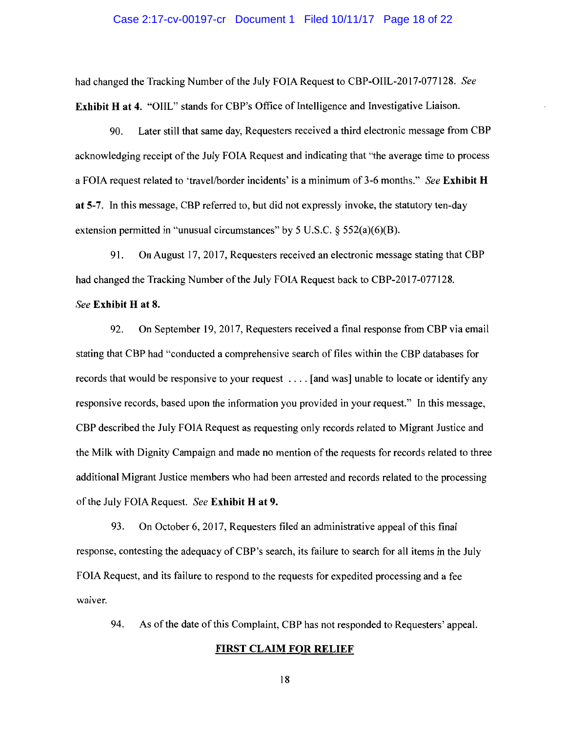had changed the Tracking Number of the July FOIA Request to CBP-OIIL-2017-077128. *See* **Exhibit H at 4.** "OIIL" stands for CBP's Office of Intelligence and Investigative Liaison.

90. Later still that same day, Requesters received a third electronic message from CBP acknowledging receipt of the July FOIA Request and indicating that "the average time to process a FOIA request related to 'travel/border incidents' is a minimum of 3-6 months." *See* **Exhibit H at 5-7.** In this message, CBP referred to, but did not expressly invoke, the statutory ten-day extension permitted in "unusual circumstances" by 5 U.S.C. § 552(a)(6)(B).

91. On August 17, 2017, Requesters received an electronic message stating that CBP had changed the Tracking Number of the July FOIA Request back to CBP-2017-077128. *See* **Exhibit H at 8.**

92. On September 19, 2017, Requesters received a final response from CBP via email stating that CBP had "conducted a comprehensive search of files within the CBP databases for records that would be responsive to your request . . . . [and was] unable to locate or identify any responsive records, based upon the information you provided in your request." In this message, CBP described the July FOIA Request as requesting only records related to Migrant Justice and the Milk with Dignity Campaign and made no mention of the requests for records related to three additional Migrant Justice members who had been arrested and records related to the processing of the July FOIA Request. *See* **Exhibit H at 9.**

93. On October 6, 2017, Requesters filed an administrative appeal of this final response, contesting the adequacy of CBP's search, its failure to search for all items in the July FOIA Request, and its failure to respond to the requests for expedited processing and a fee waiver.

94. As of the date of this Complaint, CBP has not responded to Requesters' appeal.

## FIRST CLAIM FOR RELIEF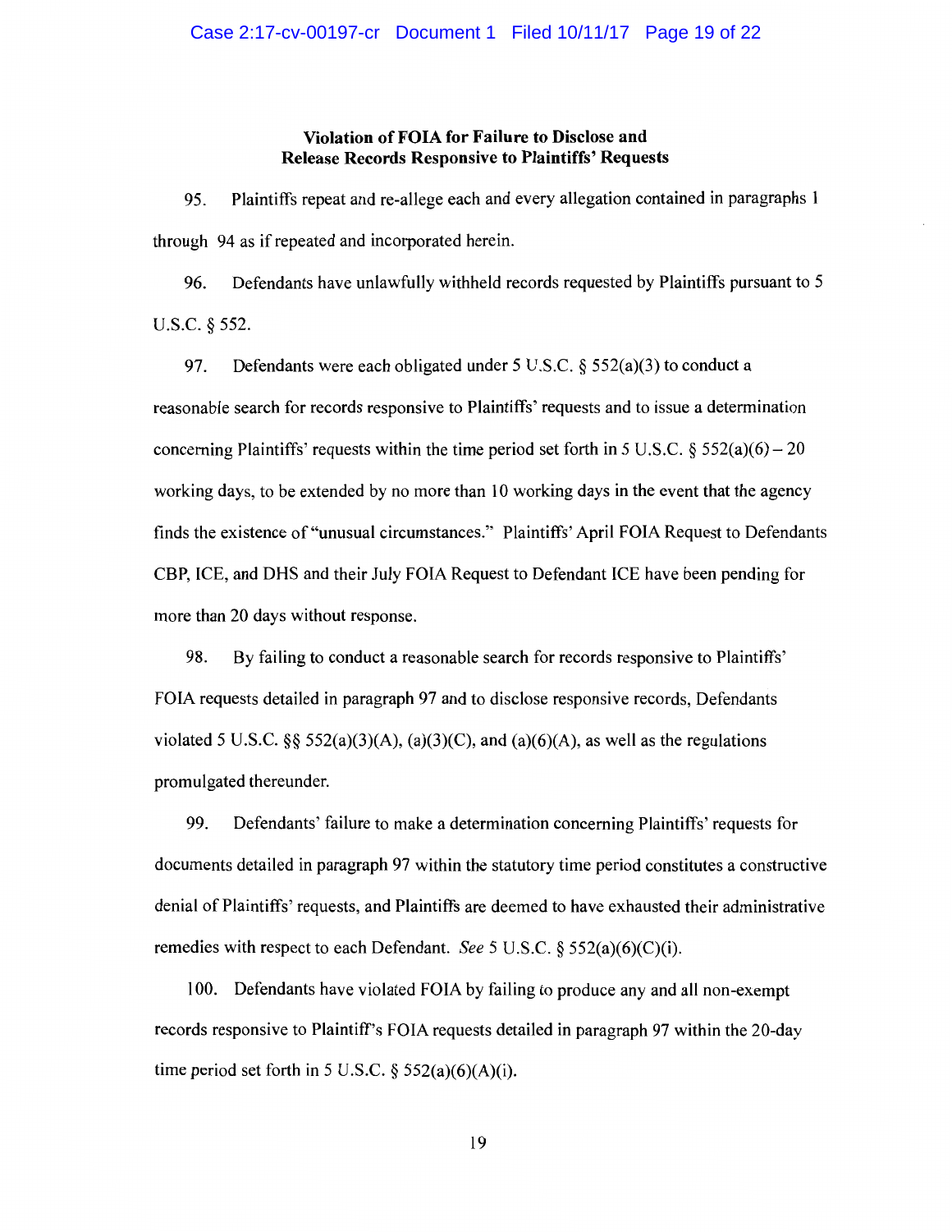### Violation of FOIA for Failure to Disclose and Release Records Responsive to Plaintiffs' Requests

95. Plaintiffs repeat and re-allege each and every allegation contained in paragraphs 1 through 94 as if repeated and incorporated herein.

96. Defendants have unlawfully withheld records requested by Plaintiffs pursuant to 5 U.S.C. § 552.

97. Defendants were each obligated under 5 U.S.C. § 552(a)(3) to conduct a reasonable search for records responsive to Plaintiffs' requests and to issue a determination concerning Plaintiffs' requests within the time period set forth in 5 U.S.C. § 552(a)(6) – 20 working days, to be extended by no more than 10 working days in the event that the agency finds the existence of "unusual circumstances." Plaintiffs' April FOIA Request to Defendants CBP, ICE, and DHS and their July FOIA Request to Defendant ICE have been pending for more than 20 days without response.

98. By failing to conduct a reasonable search for records responsive to Plaintiffs' FOIA requests detailed in paragraph 97 and to disclose responsive records, Defendants violated 5 U.S.C. §§ 552(a)(3)(A), (a)(3)(C), and (a)(6)(A), as well as the regulations promulgated thereunder.

99. Defendants' failure to make a determination concerning Plaintiffs' requests for documents detailed in paragraph 97 within the statutory time period constitutes a constructive denial of Plaintiffs' requests, and Plaintiffs are deemed to have exhausted their administrative remedies with respect to each Defendant. *See* 5 U.S.C. § 552(a)(6)(C)(i).

100. Defendants have violated FOIA by failing to produce any and all non-exempt records responsive to Plaintiff's FOIA requests detailed in paragraph 97 within the 20-day time period set forth in 5 U.S.C. § 552(a)(6)(A)(i).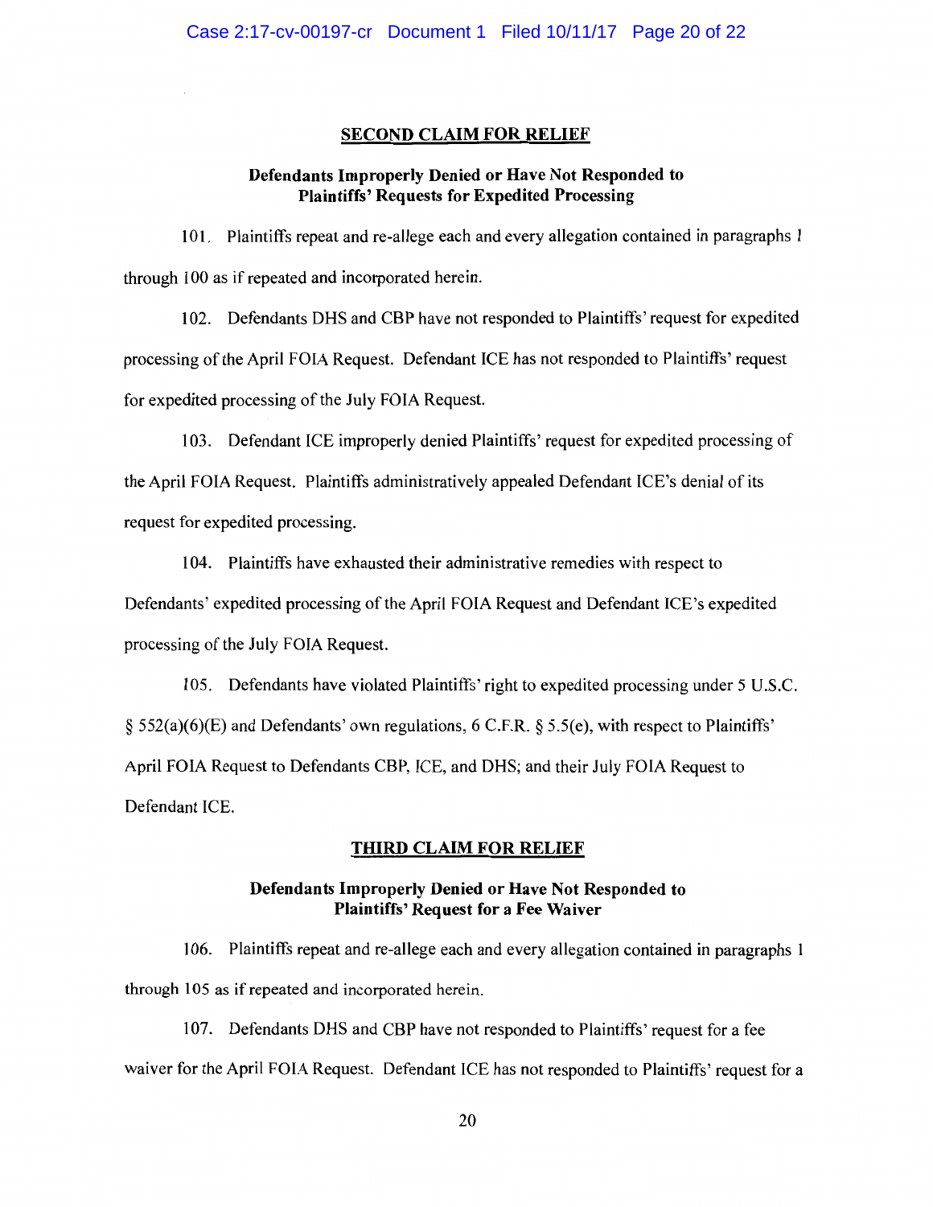## SECOND CLAIM FOR RELIEF

### Defendants Improperly Denied or Have Not Responded to Plaintiffs' Requests for Expedited Processing

101. Plaintiffs repeat and re-allege each and every allegation contained in paragraphs 1 through 100 as if repeated and incorporated herein.

102. Defendants DHS and CBP have not responded to Plaintiffs' request for expedited processing of the April FOIA Request. Defendant ICE has not responded to Plaintiffs' request for expedited processing of the July FOIA Request.

103. Defendant ICE improperly denied Plaintiffs' request for expedited processing of the April FOIA Request. Plaintiffs administratively appealed Defendant ICE's denial of its request for expedited processing.

104. Plaintiffs have exhausted their administrative remedies with respect to Defendants' expedited processing of the April FOIA Request and Defendant ICE's expedited processing of the July FOIA Request.

105. Defendants have violated Plaintiffs' right to expedited processing under 5 U.S.C. § 552(a)(6)(E) and Defendants' own regulations, 6 C.F.R. § 5.5(e), with respect to Plaintiffs' April FOIA Request to Defendants CBP, ICE, and DHS; and their July FOIA Request to Defendant ICE.

## THIRD CLAIM FOR RELIEF

### Defendants Improperly Denied or Have Not Responded to Plaintiffs' Request for a Fee Waiver

106. Plaintiffs repeat and re-allege each and every allegation contained in paragraphs 1 through 105 as if repeated and incorporated herein.

107. Defendants DHS and CBP have not responded to Plaintiffs' request for a fee waiver for the April FOIA Request. Defendant ICE has not responded to Plaintiffs' request for a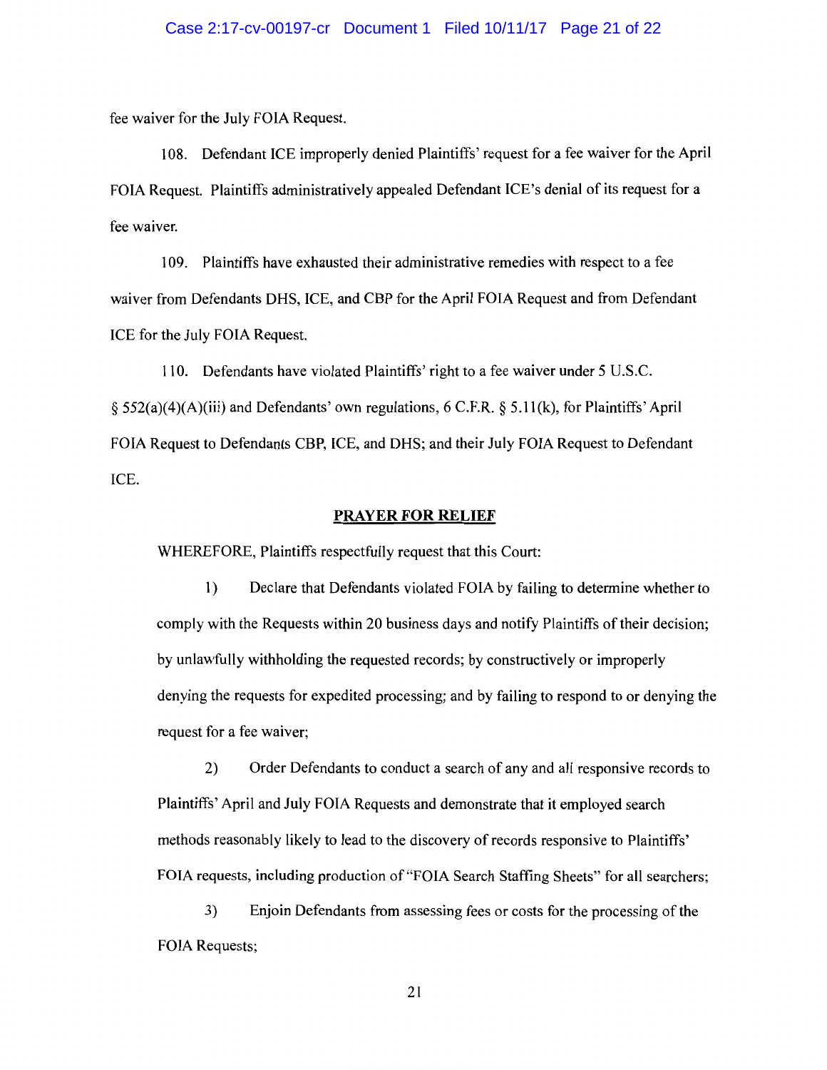fee waiver for the July FOIA Request.

108. Defendant ICE improperly denied Plaintiffs' request for a fee waiver for the April FOIA Request. Plaintiffs administratively appealed Defendant ICE's denial of its request for a fee waiver.

109. Plaintiffs have exhausted their administrative remedies with respect to a fee waiver from Defendants DHS, ICE, and CBP for the April FOIA Request and from Defendant ICE for the July FOIA Request.

110. Defendants have violated Plaintiffs' right to a fee waiver under 5 U.S.C. § 552(a)(4)(A)(iii) and Defendants' own regulations, 6 C.F.R. § 5.11(k), for Plaintiffs' April FOIA Request to Defendants CBP, ICE, and DHS; and their July FOIA Request to Defendant ICE.

## PRAYER FOR RELIEF

WHEREFORE, Plaintiffs respectfully request that this Court:

1) Declare that Defendants violated FOIA by failing to determine whether to comply with the Requests within 20 business days and notify Plaintiffs of their decision; by unlawfully withholding the requested records; by constructively or improperly denying the requests for expedited processing; and by failing to respond to or denying the request for a fee waiver;

2) Order Defendants to conduct a search of any and all responsive records to Plaintiffs' April and July FOIA Requests and demonstrate that it employed search methods reasonably likely to lead to the discovery of records responsive to Plaintiffs' FOIA requests, including production of "FOIA Search Staffing Sheets" for all searchers;

3) Enjoin Defendants from assessing fees or costs for the processing of the FOIA Requests;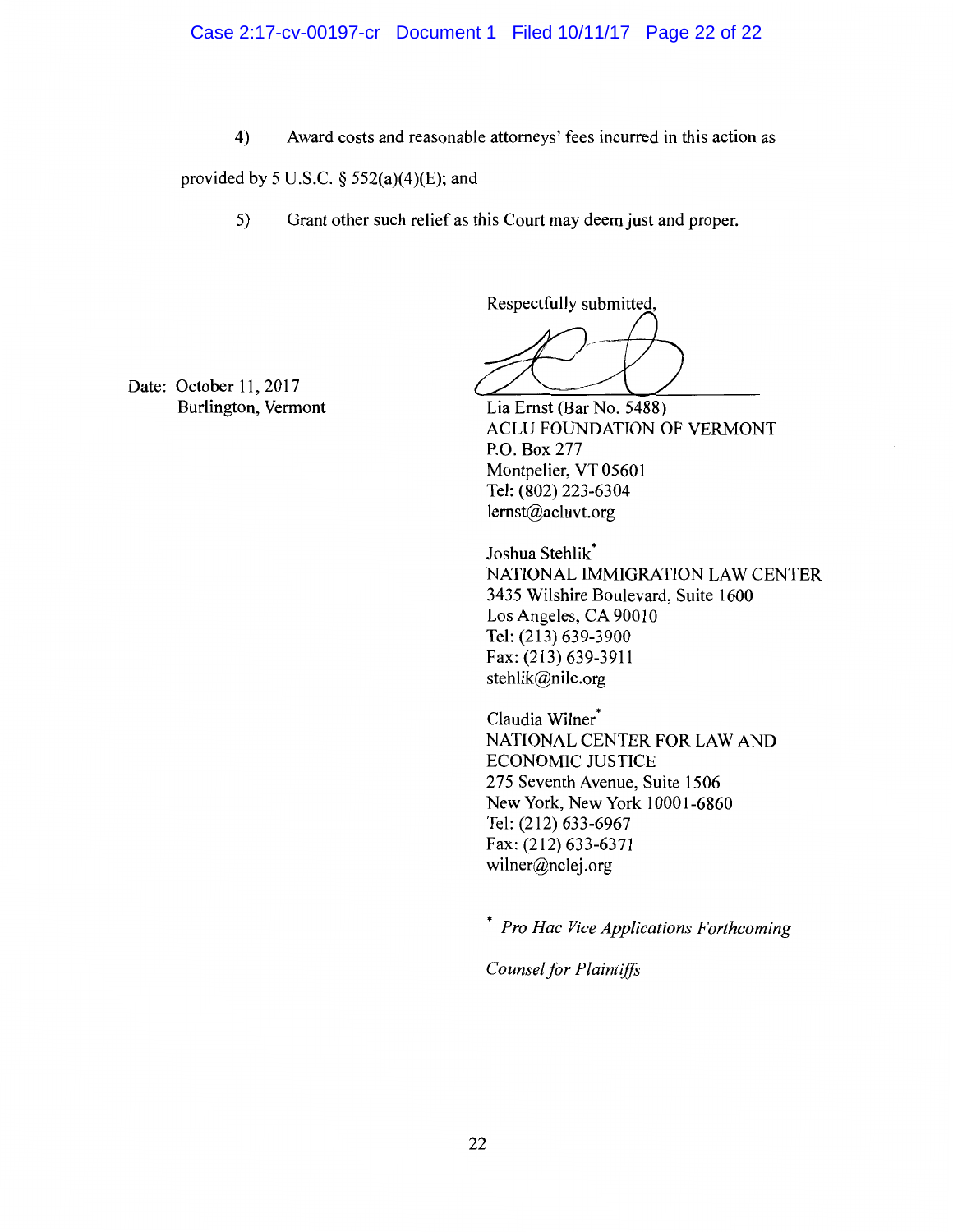4) Award costs and reasonable attorneys' fees incurred in this action as provided by 5 U.S.C. § 552(a)(4)(E); and

5) Grant other such relief as this Court may deem just and proper.

Date: October 11, 2017
Burlington, Vermont

Respectfully submitted,

Lia Ernst (Bar No. 5488)
ACLU FOUNDATION OF VERMONT
P.O. Box 277
Montpelier, VT 05601
Tel: (802) 223-6304
lernst@acluvt.org

Joshua Stehlik*
NATIONAL IMMIGRATION LAW CENTER
3435 Wilshire Boulevard, Suite 1600
Los Angeles, CA 90010
Tel: (213) 639-3900
Fax: (213) 639-3911
stehlik@nilc.org

Claudia Wilner*
NATIONAL CENTER FOR LAW AND ECONOMIC JUSTICE
275 Seventh Avenue, Suite 1506
New York, New York 10001-6860
Tel: (212) 633-6967
Fax: (212) 633-6371
wilner@nclej.org

* *Pro Hac Vice Applications Forthcoming*

*Counsel for Plaintiffs*